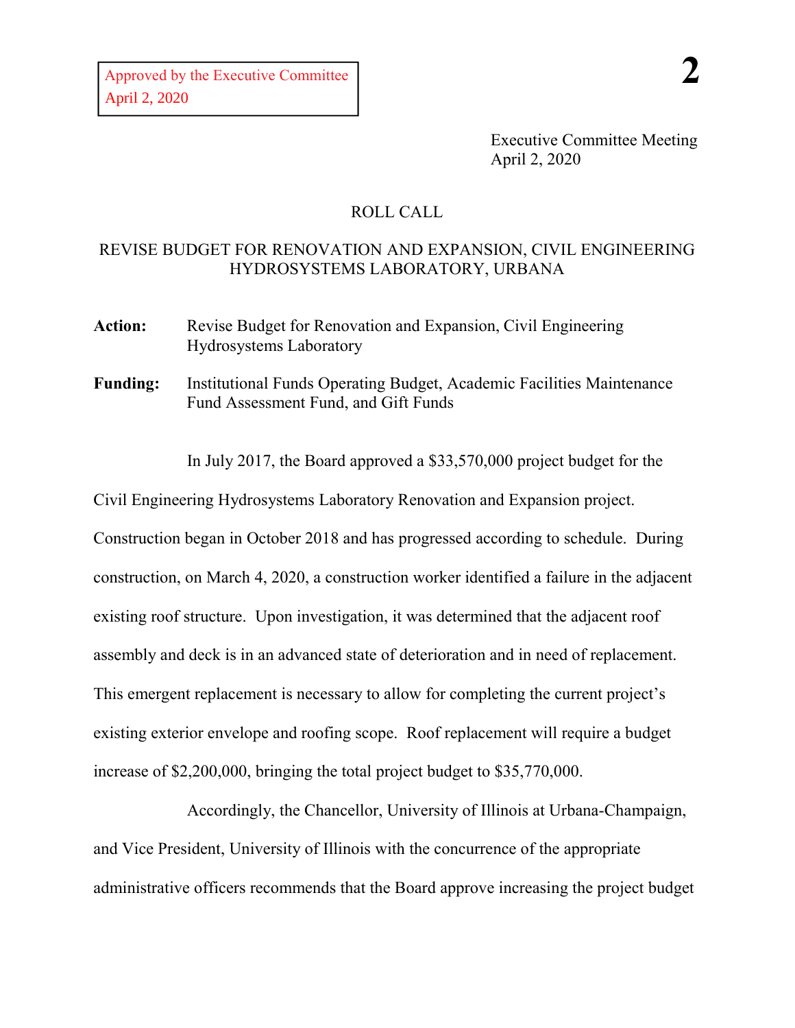Approved by the Executive Committee
April 2, 2020

Executive Committee Meeting
April 2, 2020

ROLL CALL

## REVISE BUDGET FOR RENOVATION AND EXPANSION, CIVIL ENGINEERING HYDROSYSTEMS LABORATORY, URBANA

**Action:** Revise Budget for Renovation and Expansion, Civil Engineering Hydrosystems Laboratory

**Funding:** Institutional Funds Operating Budget, Academic Facilities Maintenance Fund Assessment Fund, and Gift Funds

In July 2017, the Board approved a $33,570,000 project budget for the Civil Engineering Hydrosystems Laboratory Renovation and Expansion project. Construction began in October 2018 and has progressed according to schedule. During construction, on March 4, 2020, a construction worker identified a failure in the adjacent existing roof structure. Upon investigation, it was determined that the adjacent roof assembly and deck is in an advanced state of deterioration and in need of replacement. This emergent replacement is necessary to allow for completing the current project's existing exterior envelope and roofing scope. Roof replacement will require a budget increase of $2,200,000, bringing the total project budget to $35,770,000.

Accordingly, the Chancellor, University of Illinois at Urbana-Champaign, and Vice President, University of Illinois with the concurrence of the appropriate administrative officers recommends that the Board approve increasing the project budget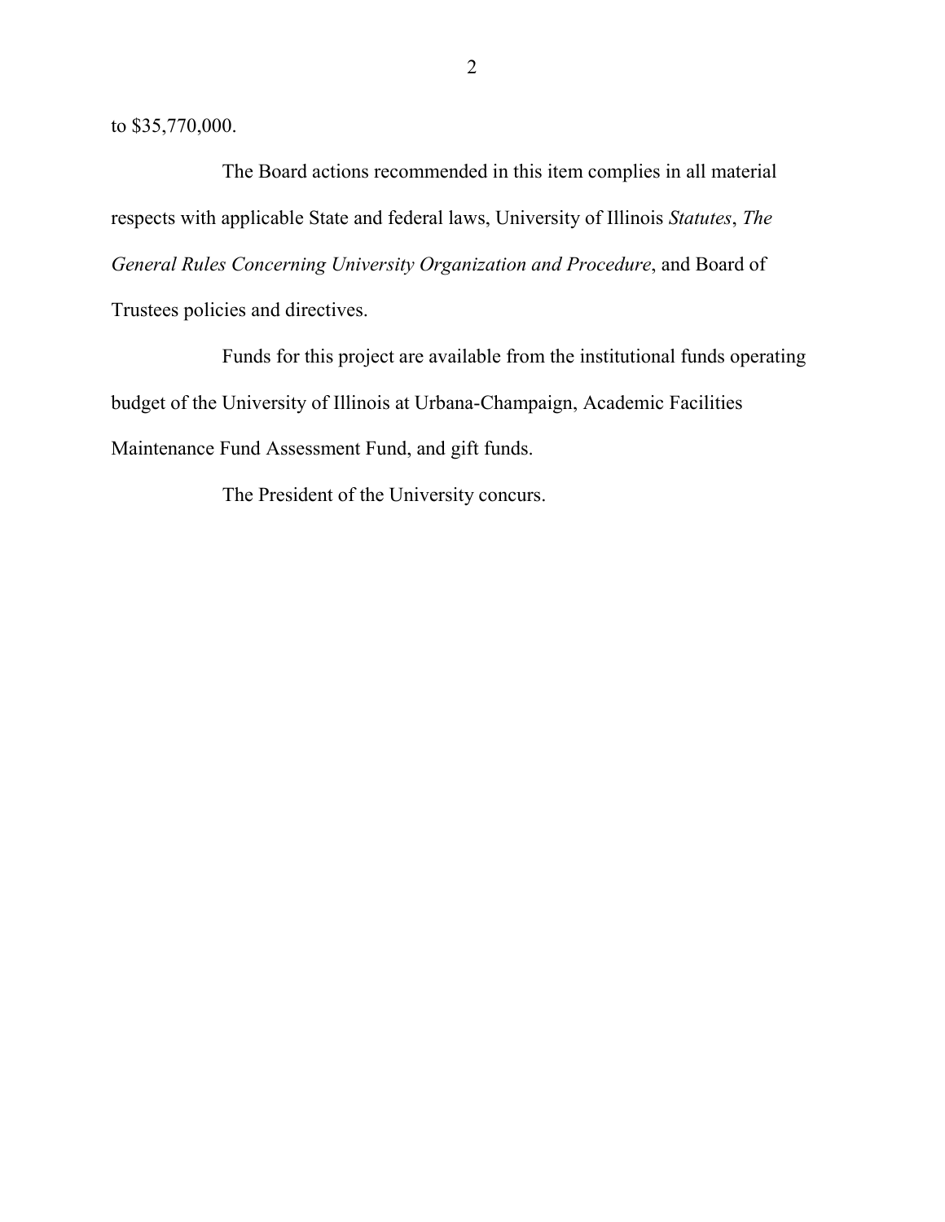to $35,770,000.

The Board actions recommended in this item complies in all material respects with applicable State and federal laws, University of Illinois *Statutes*, *The General Rules Concerning University Organization and Procedure*, and Board of Trustees policies and directives.

Funds for this project are available from the institutional funds operating budget of the University of Illinois at Urbana-Champaign, Academic Facilities Maintenance Fund Assessment Fund, and gift funds.

The President of the University concurs.